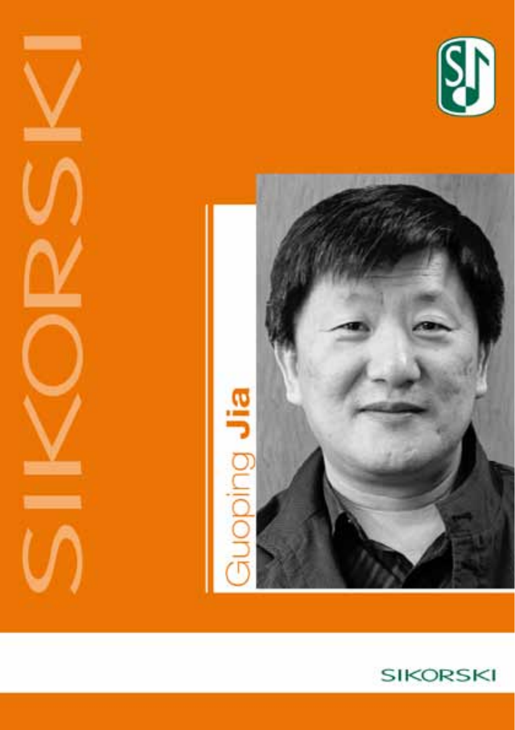SIKORSKI

# Guoping **Jia**

SIKORSKI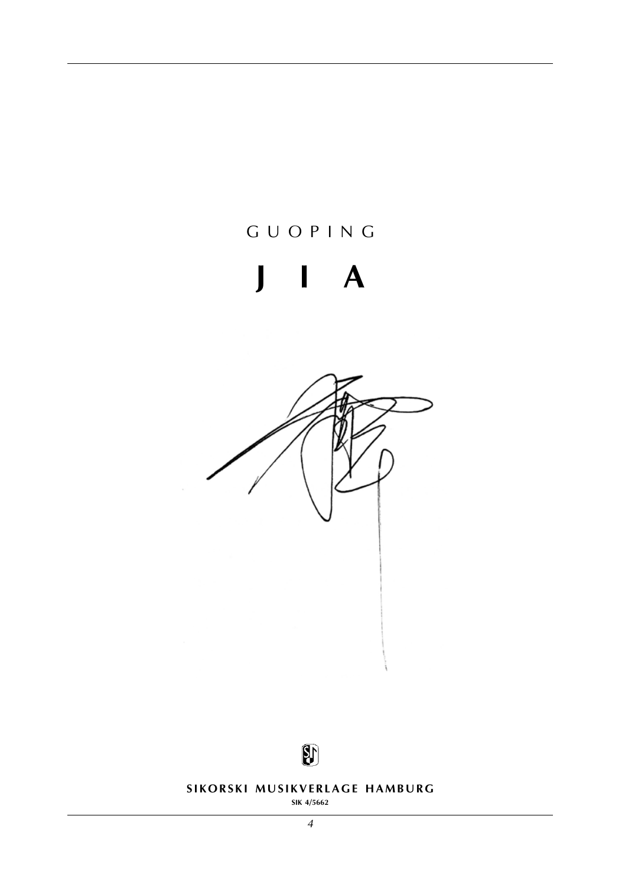GUOPING

# JIA

**SIKORSKI MUSIKVERLAGE HAMBURG**

**SIK 4/5662**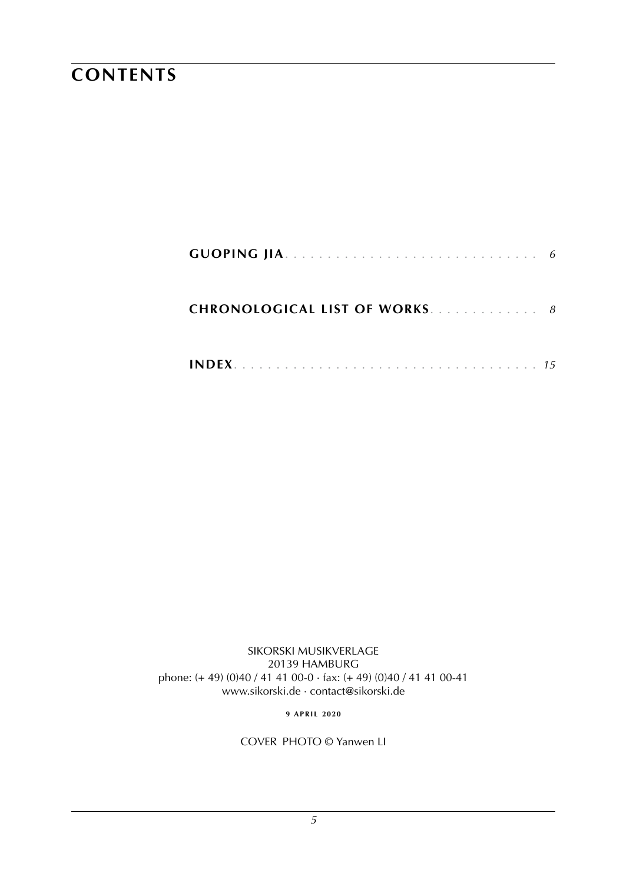# CONTENTS

**GUOPING JIA** . . . . . . . . . . . . . . . . . . . . . . . . . . . . . . *6*

**CHRONOLOGICAL LIST OF WORKS** . . . . . . . . . . . . . *8*

**INDEX** . . . . . . . . . . . . . . . . . . . . . . . . . . . . . . . . . . . . *15*

SIKORSKI MUSIKVERLAGE
20139 HAMBURG
phone: (+ 49) (0)40 / 41 41 00-0 · fax: (+ 49) (0)40 / 41 41 00-41
www.sikorski.de · contact@sikorski.de

**9 APRIL 2020**

COVER PHOTO © Yanwen LI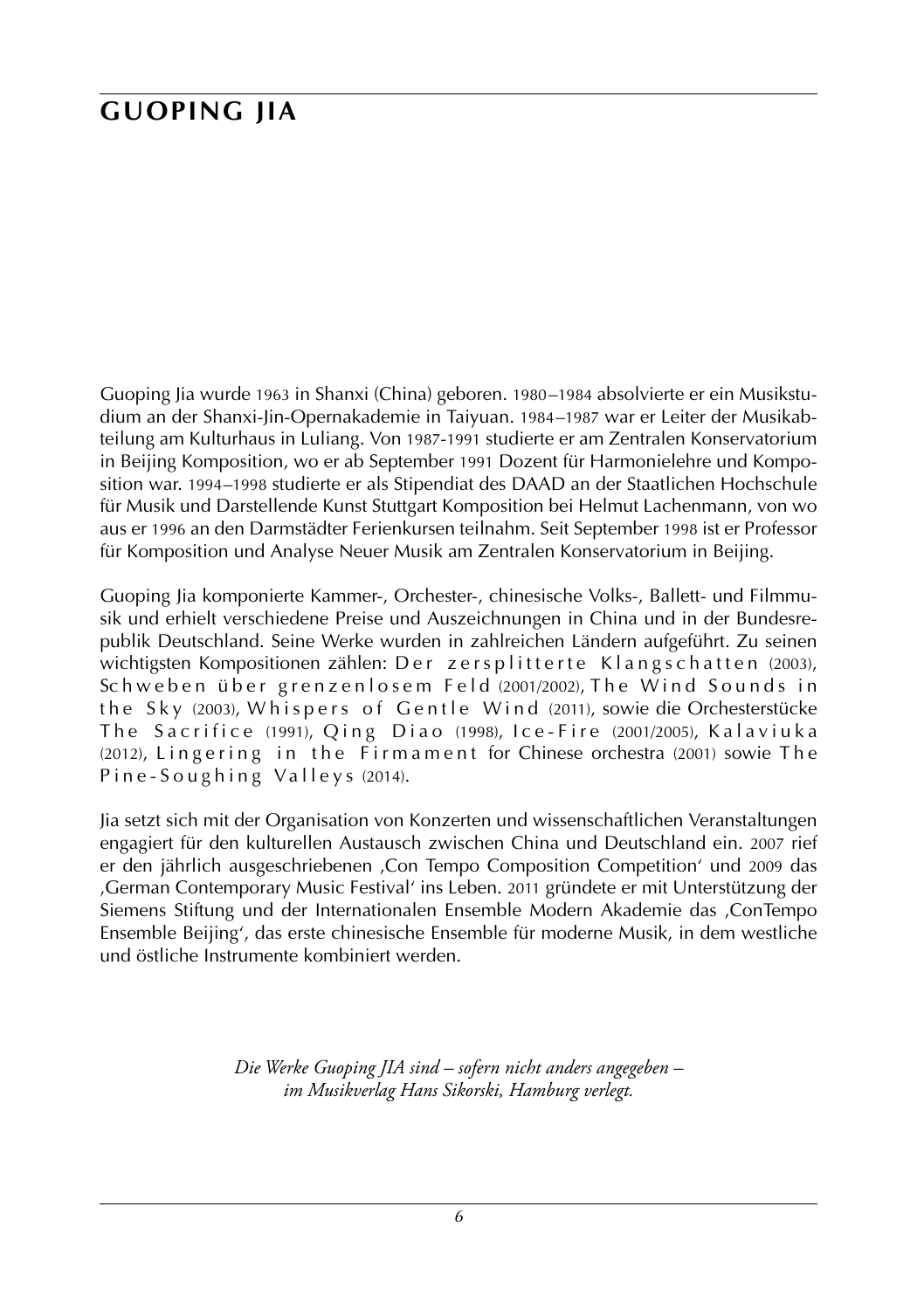# GUOPING JIA

Guoping Jia wurde 1963 in Shanxi (China) geboren. 1980–1984 absolvierte er ein Musikstudium an der Shanxi-Jin-Opernakademie in Taiyuan. 1984–1987 war er Leiter der Musikabteilung am Kulturhaus in Luliang. Von 1987-1991 studierte er am Zentralen Konservatorium in Beijing Komposition, wo er ab September 1991 Dozent für Harmonielehre und Komposition war. 1994–1998 studierte er als Stipendiat des DAAD an der Staatlichen Hochschule für Musik und Darstellende Kunst Stuttgart Komposition bei Helmut Lachenmann, von wo aus er 1996 an den Darmstädter Ferienkursen teilnahm. Seit September 1998 ist er Professor für Komposition und Analyse Neuer Musik am Zentralen Konservatorium in Beijing.

Guoping Jia komponierte Kammer-, Orchester-, chinesische Volks-, Ballett- und Filmmusik und erhielt verschiedene Preise und Auszeichnungen in China und in der Bundesrepublik Deutschland. Seine Werke wurden in zahlreichen Ländern aufgeführt. Zu seinen wichtigsten Kompositionen zählen: Der zersplitterte Klangschatten (2003), Schweben über grenzenlosem Feld (2001/2002), The Wind Sounds in the Sky (2003), Whispers of Gentle Wind (2011), sowie die Orchesterstücke The Sacrifice (1991), Qing Diao (1998), Ice-Fire (2001/2005), Kalaviuka (2012), Lingering in the Firmament for Chinese orchestra (2001) sowie The Pine-Soughing Valleys (2014).

Jia setzt sich mit der Organisation von Konzerten und wissenschaftlichen Veranstaltungen engagiert für den kulturellen Austausch zwischen China und Deutschland ein. 2007 rief er den jährlich ausgeschriebenen ‚Con Tempo Composition Competition' und 2009 das ‚German Contemporary Music Festival' ins Leben. 2011 gründete er mit Unterstützung der Siemens Stiftung und der Internationalen Ensemble Modern Akademie das ‚ConTempo Ensemble Beijing', das erste chinesische Ensemble für moderne Musik, in dem westliche und östliche Instrumente kombiniert werden.

*Die Werke Guoping JIA sind – sofern nicht anders angegeben – im Musikverlag Hans Sikorski, Hamburg verlegt.*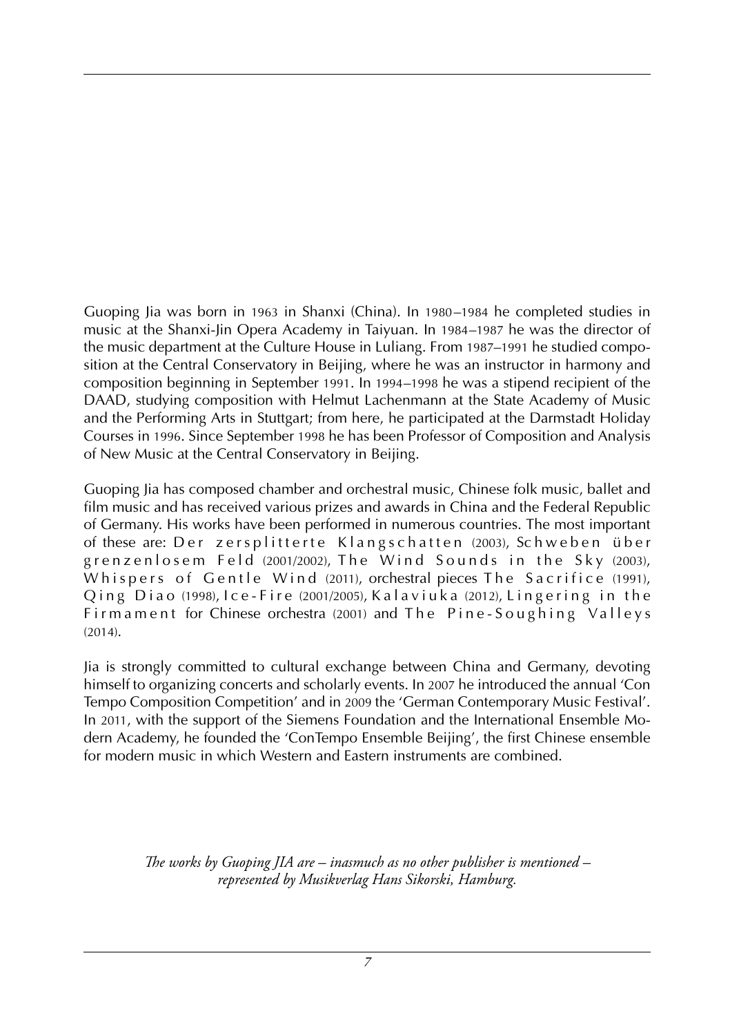Guoping Jia was born in 1963 in Shanxi (China). In 1980–1984 he completed studies in music at the Shanxi-Jin Opera Academy in Taiyuan. In 1984–1987 he was the director of the music department at the Culture House in Luliang. From 1987–1991 he studied composition at the Central Conservatory in Beijing, where he was an instructor in harmony and composition beginning in September 1991. In 1994–1998 he was a stipend recipient of the DAAD, studying composition with Helmut Lachenmann at the State Academy of Music and the Performing Arts in Stuttgart; from here, he participated at the Darmstadt Holiday Courses in 1996. Since September 1998 he has been Professor of Composition and Analysis of New Music at the Central Conservatory in Beijing.

Guoping Jia has composed chamber and orchestral music, Chinese folk music, ballet and film music and has received various prizes and awards in China and the Federal Republic of Germany. His works have been performed in numerous countries. The most important of these are: Der zersplitterte Klangschatten (2003), Schweben über grenzenlosem Feld (2001/2002), The Wind Sounds in the Sky (2003), Whispers of Gentle Wind (2011), orchestral pieces The Sacrifice (1991), Qing Diao (1998), Ice-Fire (2001/2005), Kalaviuka (2012), Lingering in the Firmament for Chinese orchestra (2001) and The Pine-Soughing Valleys (2014).

Jia is strongly committed to cultural exchange between China and Germany, devoting himself to organizing concerts and scholarly events. In 2007 he introduced the annual 'Con Tempo Composition Competition' and in 2009 the 'German Contemporary Music Festival'. In 2011, with the support of the Siemens Foundation and the International Ensemble Modern Academy, he founded the 'ConTempo Ensemble Beijing', the first Chinese ensemble for modern music in which Western and Eastern instruments are combined.

*The works by Guoping JIA are – inasmuch as no other publisher is mentioned – represented by Musikverlag Hans Sikorski, Hamburg.*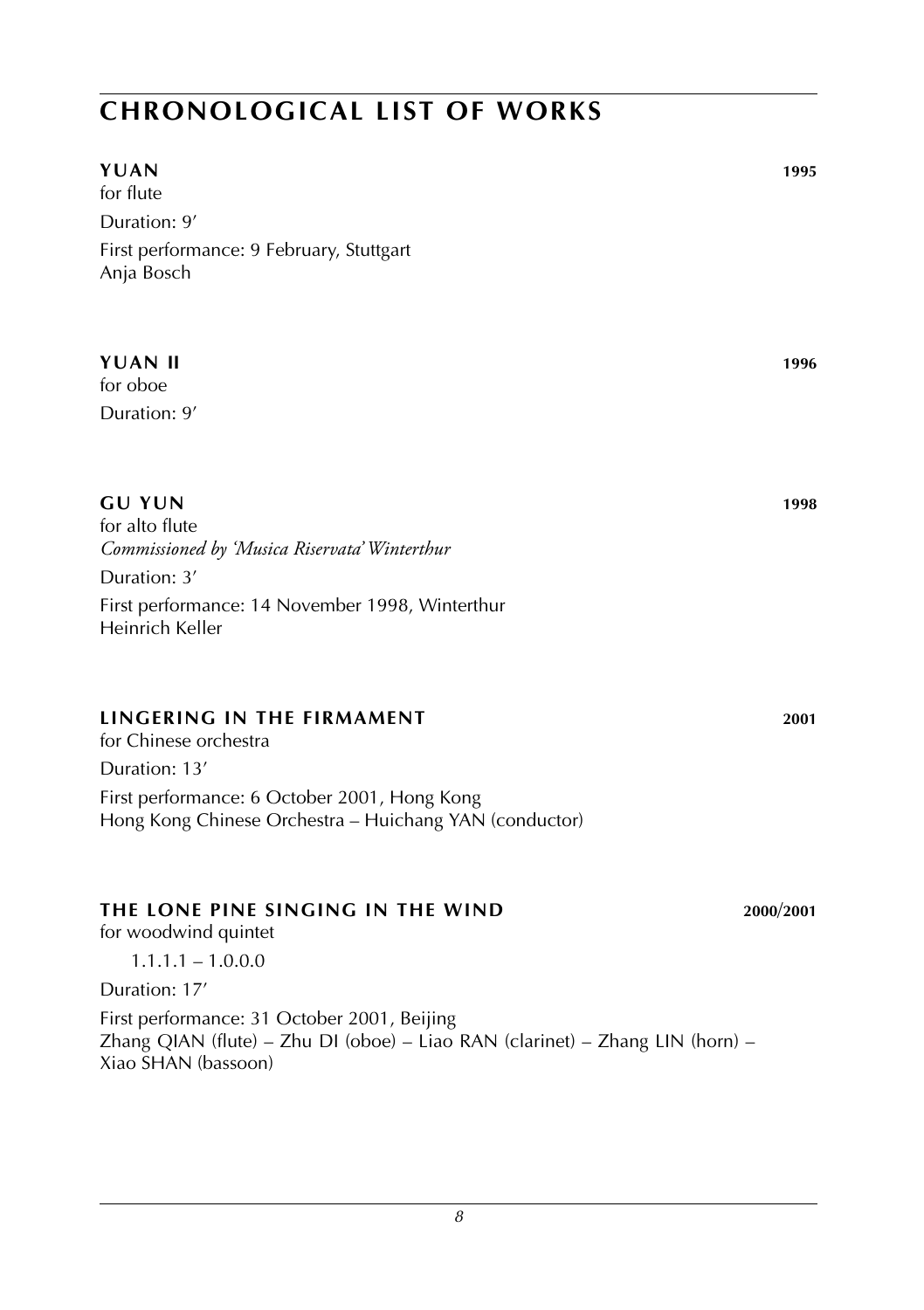# CHRONOLOGICAL LIST OF WORKS

**YUAN** **1995**
for flute

Duration: 9'

First performance: 9 February, Stuttgart
Anja Bosch

**YUAN II** **1996**
for oboe

Duration: 9'

**GU YUN** **1998**
for alto flute
*Commissioned by 'Musica Riservata' Winterthur*

Duration: 3'

First performance: 14 November 1998, Winterthur
Heinrich Keller

**LINGERING IN THE FIRMAMENT** **2001**
for Chinese orchestra

Duration: 13'

First performance: 6 October 2001, Hong Kong
Hong Kong Chinese Orchestra – Huichang YAN (conductor)

**THE LONE PINE SINGING IN THE WIND** **2000/2001**
for woodwind quintet

1.1.1.1 – 1.0.0.0

Duration: 17'

First performance: 31 October 2001, Beijing
Zhang QIAN (flute) – Zhu DI (oboe) – Liao RAN (clarinet) – Zhang LIN (horn) – Xiao SHAN (bassoon)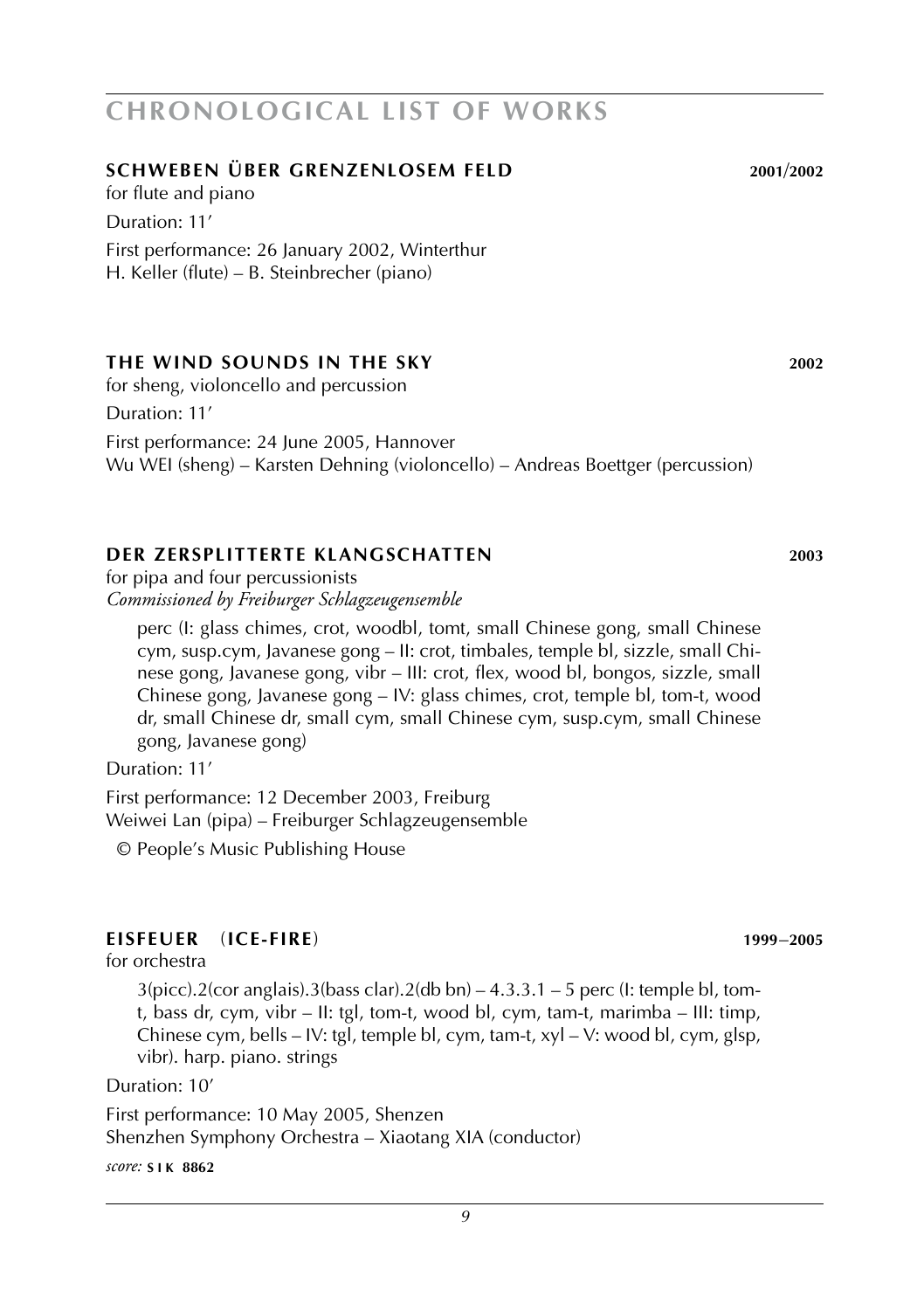# CHRONOLOGICAL LIST OF WORKS

## SCHWEBEN ÜBER GRENZENLOSEM FELD 2001/2002

for flute and piano

Duration: 11′

First performance: 26 January 2002, Winterthur
H. Keller (flute) – B. Steinbrecher (piano)

## THE WIND SOUNDS IN THE SKY 2002

for sheng, violoncello and percussion

Duration: 11′

First performance: 24 June 2005, Hannover
Wu WEI (sheng) – Karsten Dehning (violoncello) – Andreas Boettger (percussion)

## DER ZERSPLITTERTE KLANGSCHATTEN 2003

for pipa and four percussionists
*Commissioned by Freiburger Schlagzeugensemble*

perc (I: glass chimes, crot, woodbl, tomt, small Chinese gong, small Chinese cym, susp.cym, Javanese gong – II: crot, timbales, temple bl, sizzle, small Chinese gong, Javanese gong, vibr – III: crot, flex, wood bl, bongos, sizzle, small Chinese gong, Javanese gong – IV: glass chimes, crot, temple bl, tom-t, wood dr, small Chinese dr, small cym, small Chinese cym, susp.cym, small Chinese gong, Javanese gong)

Duration: 11′

First performance: 12 December 2003, Freiburg
Weiwei Lan (pipa) – Freiburger Schlagzeugensemble

© People's Music Publishing House

## EISFEUER (ICE-FIRE) 1999–2005

for orchestra

3(picc).2(cor anglais).3(bass clar).2(db bn) – 4.3.3.1 – 5 perc (I: temple bl, tom-t, bass dr, cym, vibr – II: tgl, tom-t, wood bl, cym, tam-t, marimba – III: timp, Chinese cym, bells – IV: tgl, temple bl, cym, tam-t, xyl – V: wood bl, cym, glsp, vibr). harp. piano. strings

Duration: 10′

First performance: 10 May 2005, Shenzen
Shenzhen Symphony Orchestra – Xiaotang XIA (conductor)

*score:* **SIK 8862**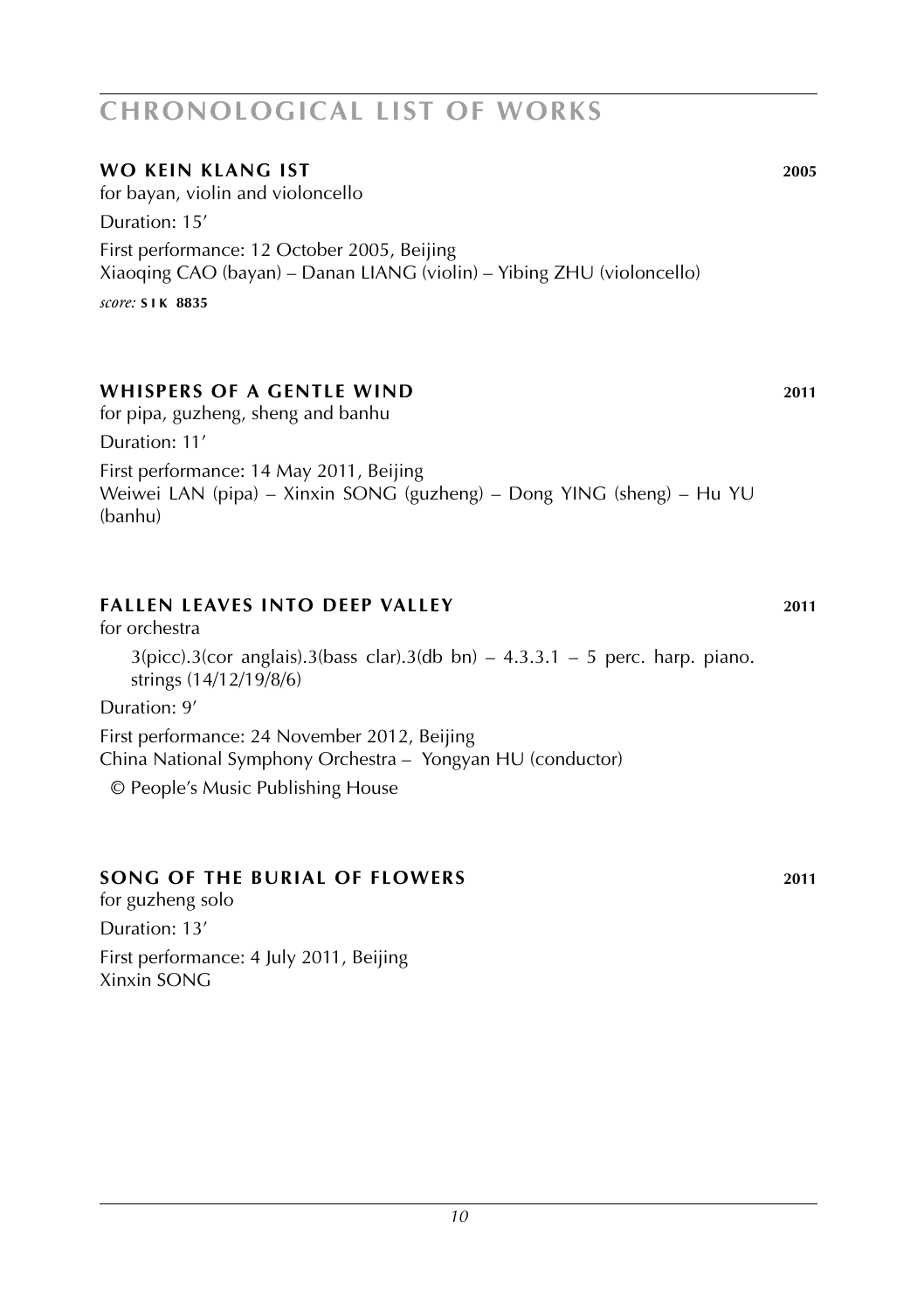# CHRONOLOGICAL LIST OF WORKS

### WO KEIN KLANG IST 2005

for bayan, violin and violoncello

Duration: 15'

First performance: 12 October 2005, Beijing
Xiaoqing CAO (bayan) – Danan LIANG (violin) – Yibing ZHU (violoncello)

*score:* **SIK 8835**

### WHISPERS OF A GENTLE WIND 2011

for pipa, guzheng, sheng and banhu

Duration: 11'

First performance: 14 May 2011, Beijing
Weiwei LAN (pipa) – Xinxin SONG (guzheng) – Dong YING (sheng) – Hu YU (banhu)

### FALLEN LEAVES INTO DEEP VALLEY 2011

for orchestra

3(picc).3(cor anglais).3(bass clar).3(db bn) – 4.3.3.1 – 5 perc. harp. piano. strings (14/12/19/8/6)

Duration: 9'

First performance: 24 November 2012, Beijing
China National Symphony Orchestra – Yongyan HU (conductor)

© People's Music Publishing House

### SONG OF THE BURIAL OF FLOWERS 2011

for guzheng solo

Duration: 13'

First performance: 4 July 2011, Beijing
Xinxin SONG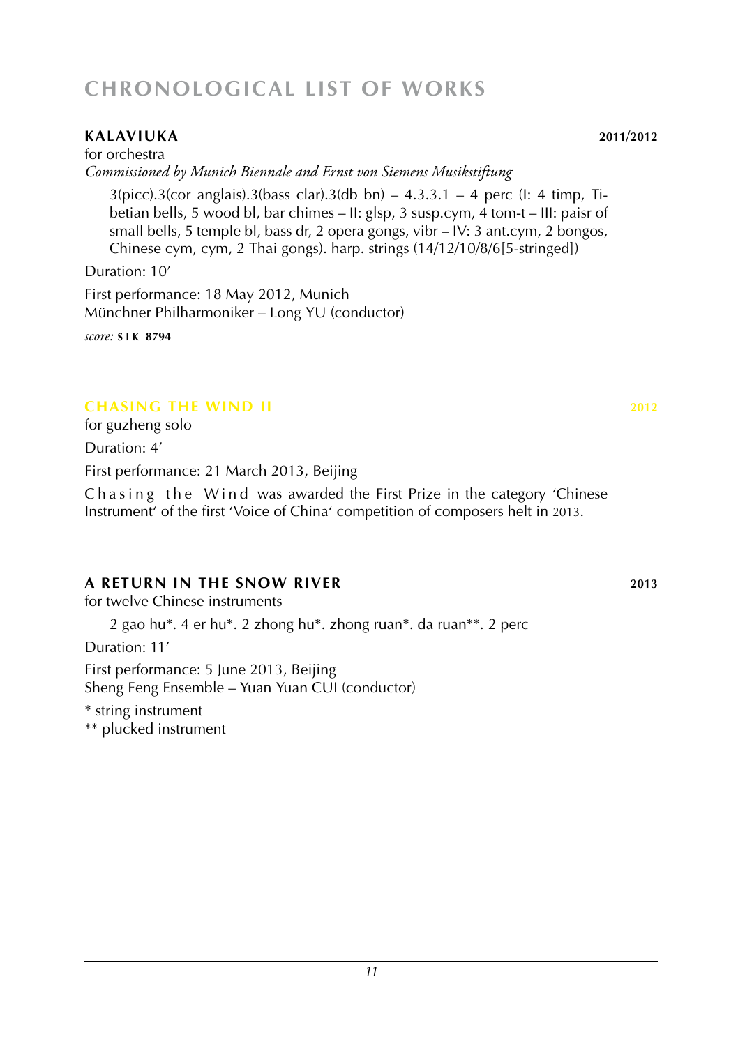# CHRONOLOGICAL LIST OF WORKS

## KALAVIUKA — 2011/2012

for orchestra

*Commissioned by Munich Biennale and Ernst von Siemens Musikstiftung*

3(picc).3(cor anglais).3(bass clar).3(db bn) – 4.3.3.1 – 4 perc (I: 4 timp, Tibetian bells, 5 wood bl, bar chimes – II: glsp, 3 susp.cym, 4 tom-t – III: paisr of small bells, 5 temple bl, bass dr, 2 opera gongs, vibr – IV: 3 ant.cym, 2 bongos, Chinese cym, cym, 2 Thai gongs). harp. strings (14/12/10/8/6[5-stringed])

Duration: 10′

First performance: 18 May 2012, Munich
Münchner Philharmoniker – Long YU (conductor)

*score:* **SIK 8794**

## CHASING THE WIND II — 2012

for guzheng solo

Duration: 4′

First performance: 21 March 2013, Beijing

Chasing the Wind was awarded the First Prize in the category 'Chinese Instrument' of the first 'Voice of China' competition of composers helt in 2013.

## A RETURN IN THE SNOW RIVER — 2013

for twelve Chinese instruments

2 gao hu*. 4 er hu*. 2 zhong hu*. zhong ruan*. da ruan**. 2 perc

Duration: 11′

First performance: 5 June 2013, Beijing
Sheng Feng Ensemble – Yuan Yuan CUI (conductor)

\* string instrument
\** plucked instrument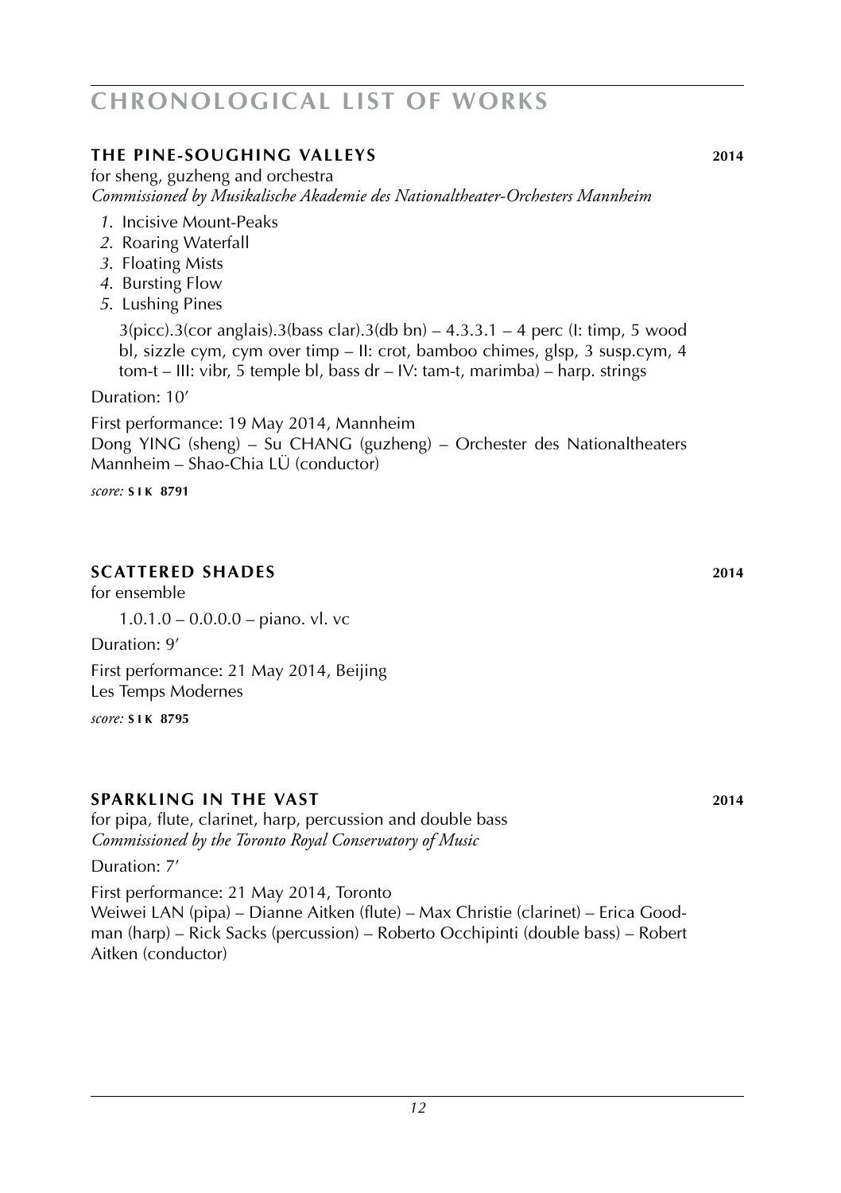# CHRONOLOGICAL LIST OF WORKS

## THE PINE-SOUGHING VALLEYS **2014**

for sheng, guzheng and orchestra
*Commissioned by Musikalische Akademie des Nationaltheater-Orchesters Mannheim*

*1*. Incisive Mount-Peaks
*2*. Roaring Waterfall
*3*. Floating Mists
*4*. Bursting Flow
*5*. Lushing Pines

3(picc).3(cor anglais).3(bass clar).3(db bn) – 4.3.3.1 – 4 perc (I: timp, 5 wood bl, sizzle cym, cym over timp – II: crot, bamboo chimes, glsp, 3 susp.cym, 4 tom-t – III: vibr, 5 temple bl, bass dr – IV: tam-t, marimba) – harp. strings

Duration: 10′

First performance: 19 May 2014, Mannheim
Dong YING (sheng) – Su CHANG (guzheng) – Orchester des Nationaltheaters Mannheim – Shao-Chia LÜ (conductor)

*score:* **SIK 8791**

## SCATTERED SHADES **2014**

for ensemble

1.0.1.0 – 0.0.0.0 – piano. vl. vc

Duration: 9′

First performance: 21 May 2014, Beijing
Les Temps Modernes

*score:* **SIK 8795**

## SPARKLING IN THE VAST **2014**

for pipa, flute, clarinet, harp, percussion and double bass
*Commissioned by the Toronto Royal Conservatory of Music*

Duration: 7′

First performance: 21 May 2014, Toronto
Weiwei LAN (pipa) – Dianne Aitken (flute) – Max Christie (clarinet) – Erica Goodman (harp) – Rick Sacks (percussion) – Roberto Occhipinti (double bass) – Robert Aitken (conductor)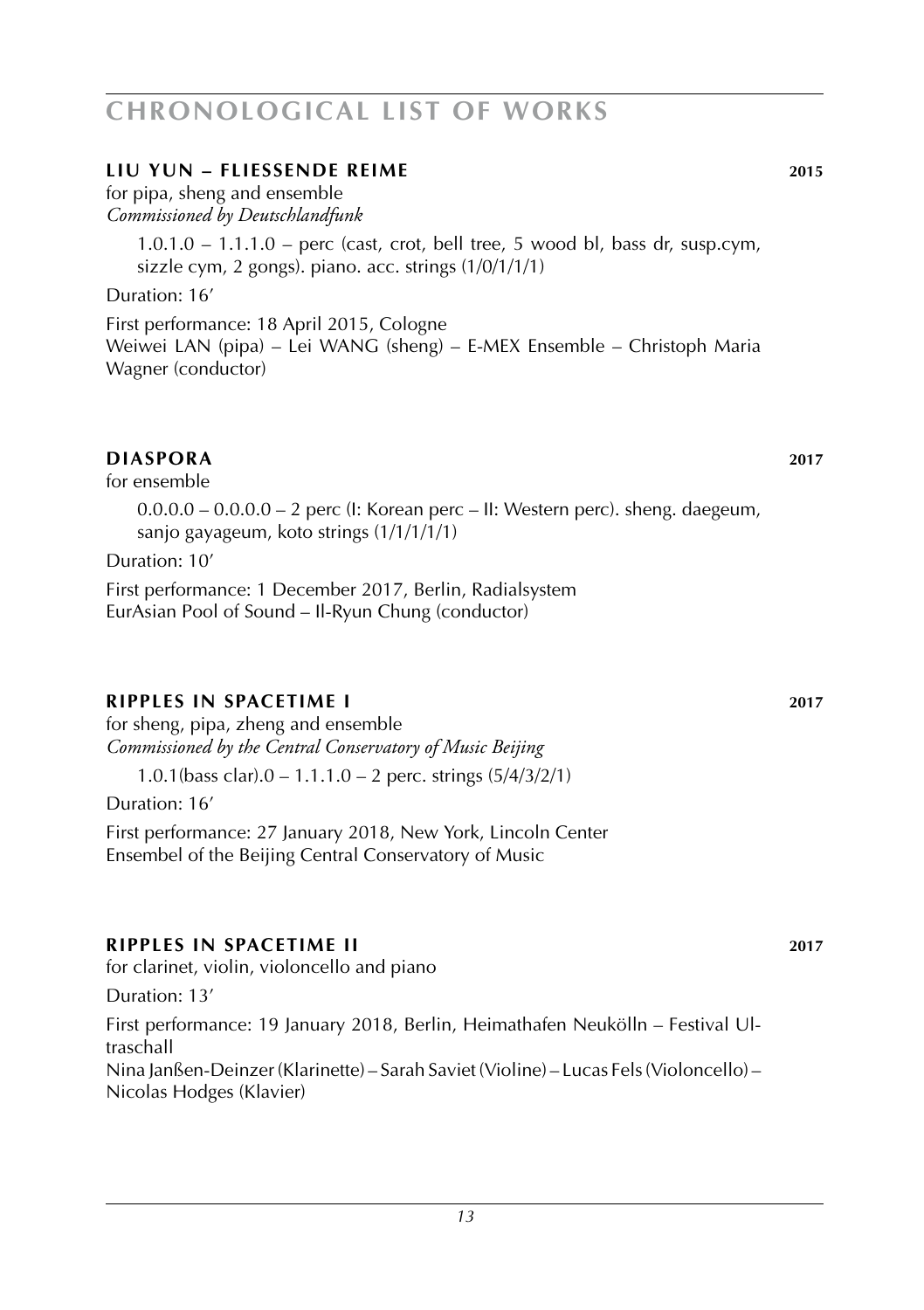# CHRONOLOGICAL LIST OF WORKS

## LIU YUN – FLIESSENDE REIME 2015

for pipa, sheng and ensemble
*Commissioned by Deutschlandfunk*

1.0.1.0 – 1.1.1.0 – perc (cast, crot, bell tree, 5 wood bl, bass dr, susp.cym, sizzle cym, 2 gongs). piano. acc. strings (1/0/1/1/1)

Duration: 16’

First performance: 18 April 2015, Cologne
Weiwei LAN (pipa) – Lei WANG (sheng) – E-MEX Ensemble – Christoph Maria Wagner (conductor)

## DIASPORA 2017

for ensemble

0.0.0.0 – 0.0.0.0 – 2 perc (I: Korean perc – II: Western perc). sheng. daegeum, sanjo gayageum, koto strings (1/1/1/1/1)

Duration: 10’

First performance: 1 December 2017, Berlin, Radialsystem
EurAsian Pool of Sound – Il-Ryun Chung (conductor)

## RIPPLES IN SPACETIME I 2017

for sheng, pipa, zheng and ensemble
*Commissioned by the Central Conservatory of Music Beijing*

1.0.1(bass clar).0 – 1.1.1.0 – 2 perc. strings (5/4/3/2/1)

Duration: 16’

First performance: 27 January 2018, New York, Lincoln Center
Ensembel of the Beijing Central Conservatory of Music

## RIPPLES IN SPACETIME II 2017

for clarinet, violin, violoncello and piano

Duration: 13’

First performance: 19 January 2018, Berlin, Heimathafen Neukölln – Festival Ultraschall
Nina Janßen-Deinzer (Klarinette) – Sarah Saviet (Violine) – Lucas Fels (Violoncello) – Nicolas Hodges (Klavier)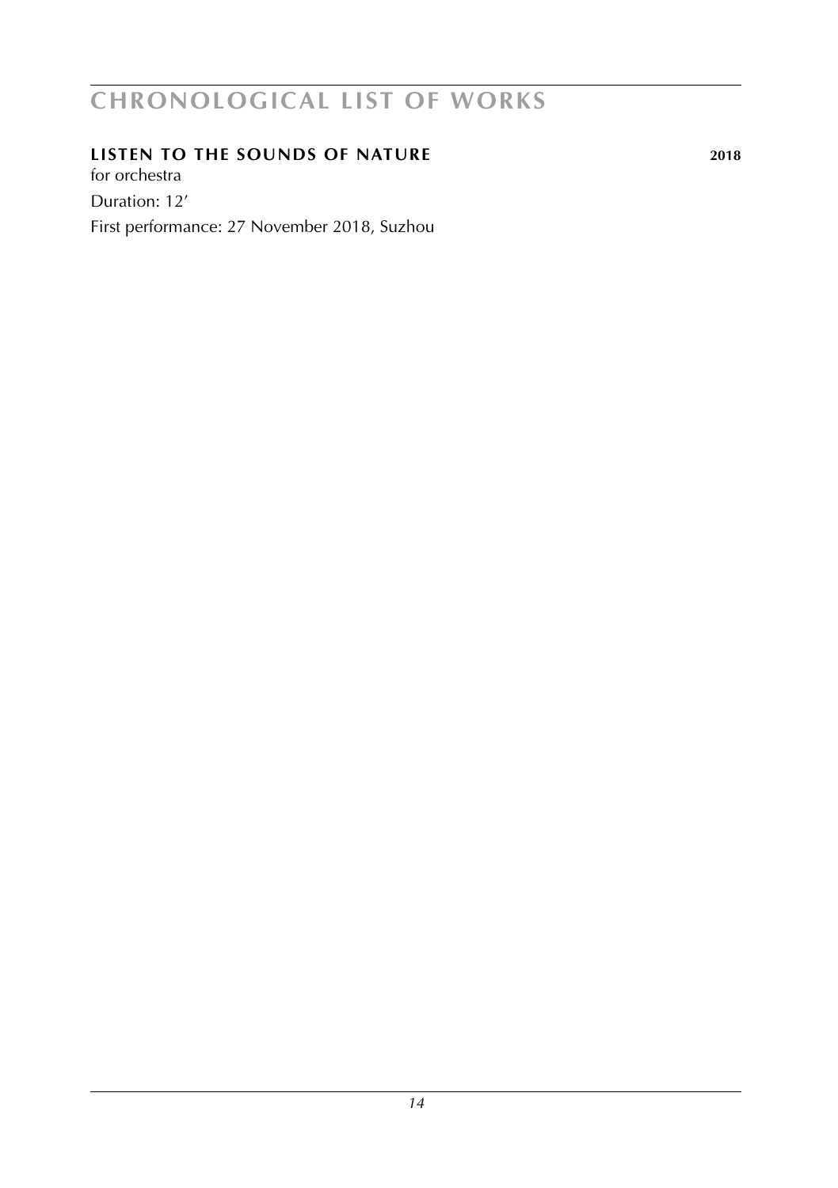# CHRONOLOGICAL LIST OF WORKS

**LISTEN TO THE SOUNDS OF NATURE** **2018**

for orchestra

Duration: 12′

First performance: 27 November 2018, Suzhou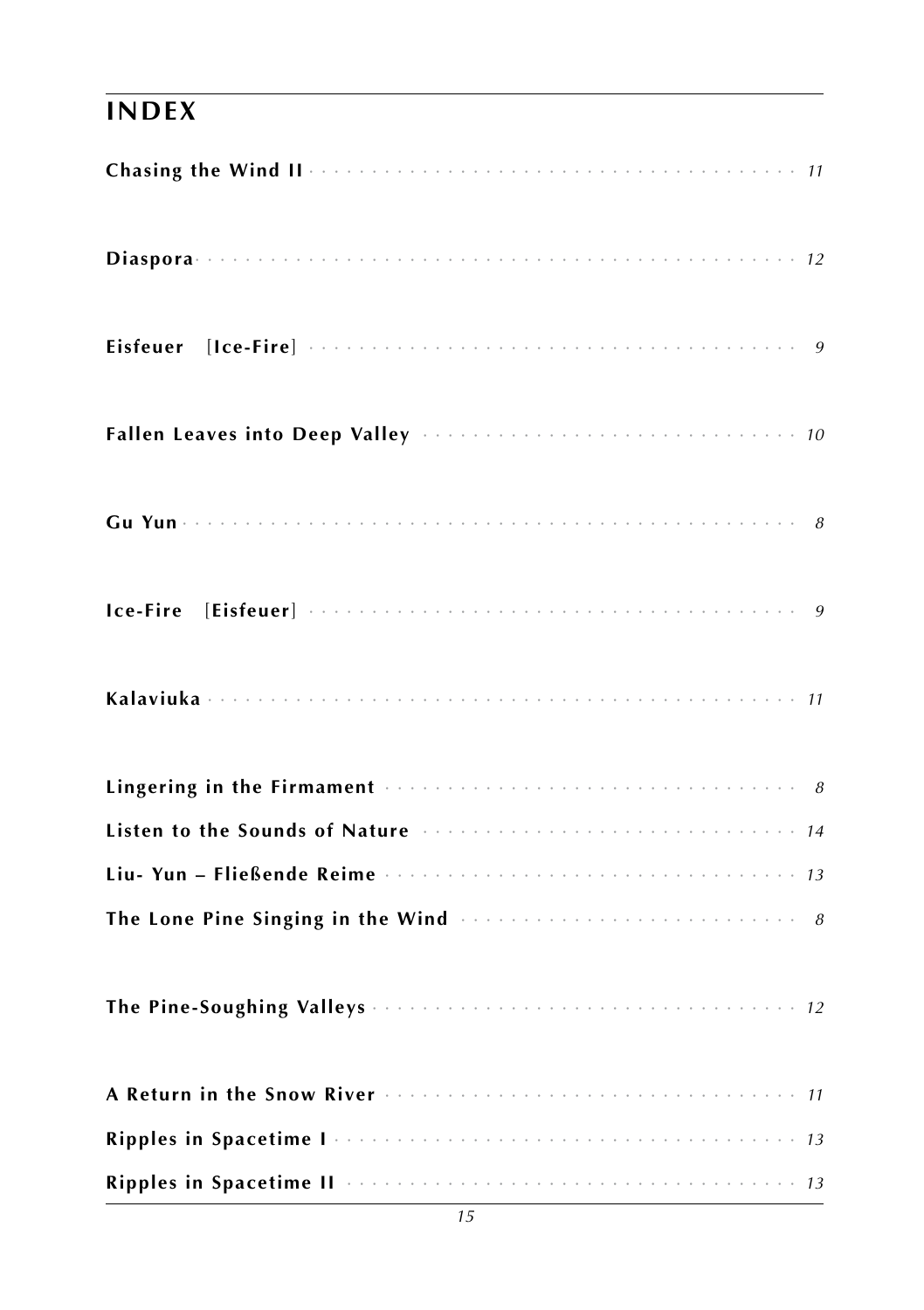# INDEX

**Chasing the Wind II** · · · · · · · · · · · · · · · · · · · · · · · · · · · · · · · · · · · *11*

**Diaspora** · · · · · · · · · · · · · · · · · · · · · · · · · · · · · · · · · · · · · · · · *12*

**Eisfeuer** [**Ice-Fire**] · · · · · · · · · · · · · · · · · · · · · · · · · · · · · · · · · *9*

**Fallen Leaves into Deep Valley** · · · · · · · · · · · · · · · · · · · · · · · · · · · · *10*

**Gu Yun** · · · · · · · · · · · · · · · · · · · · · · · · · · · · · · · · · · · · · · · · · *8*

**Ice-Fire** [**Eisfeuer**] · · · · · · · · · · · · · · · · · · · · · · · · · · · · · · · · · *9*

**Kalaviuka** · · · · · · · · · · · · · · · · · · · · · · · · · · · · · · · · · · · · · · · *11*

**Lingering in the Firmament** · · · · · · · · · · · · · · · · · · · · · · · · · · · · · · *8*
**Listen to the Sounds of Nature** · · · · · · · · · · · · · · · · · · · · · · · · · · · · *14*
**Liu- Yun – Fließende Reime** · · · · · · · · · · · · · · · · · · · · · · · · · · · · · · *13*
**The Lone Pine Singing in the Wind** · · · · · · · · · · · · · · · · · · · · · · · · · · *8*

**The Pine-Soughing Valleys** · · · · · · · · · · · · · · · · · · · · · · · · · · · · · · · *12*

**A Return in the Snow River** · · · · · · · · · · · · · · · · · · · · · · · · · · · · · · *11*
**Ripples in Spacetime I** · · · · · · · · · · · · · · · · · · · · · · · · · · · · · · · · · *13*
**Ripples in Spacetime II** · · · · · · · · · · · · · · · · · · · · · · · · · · · · · · · · *13*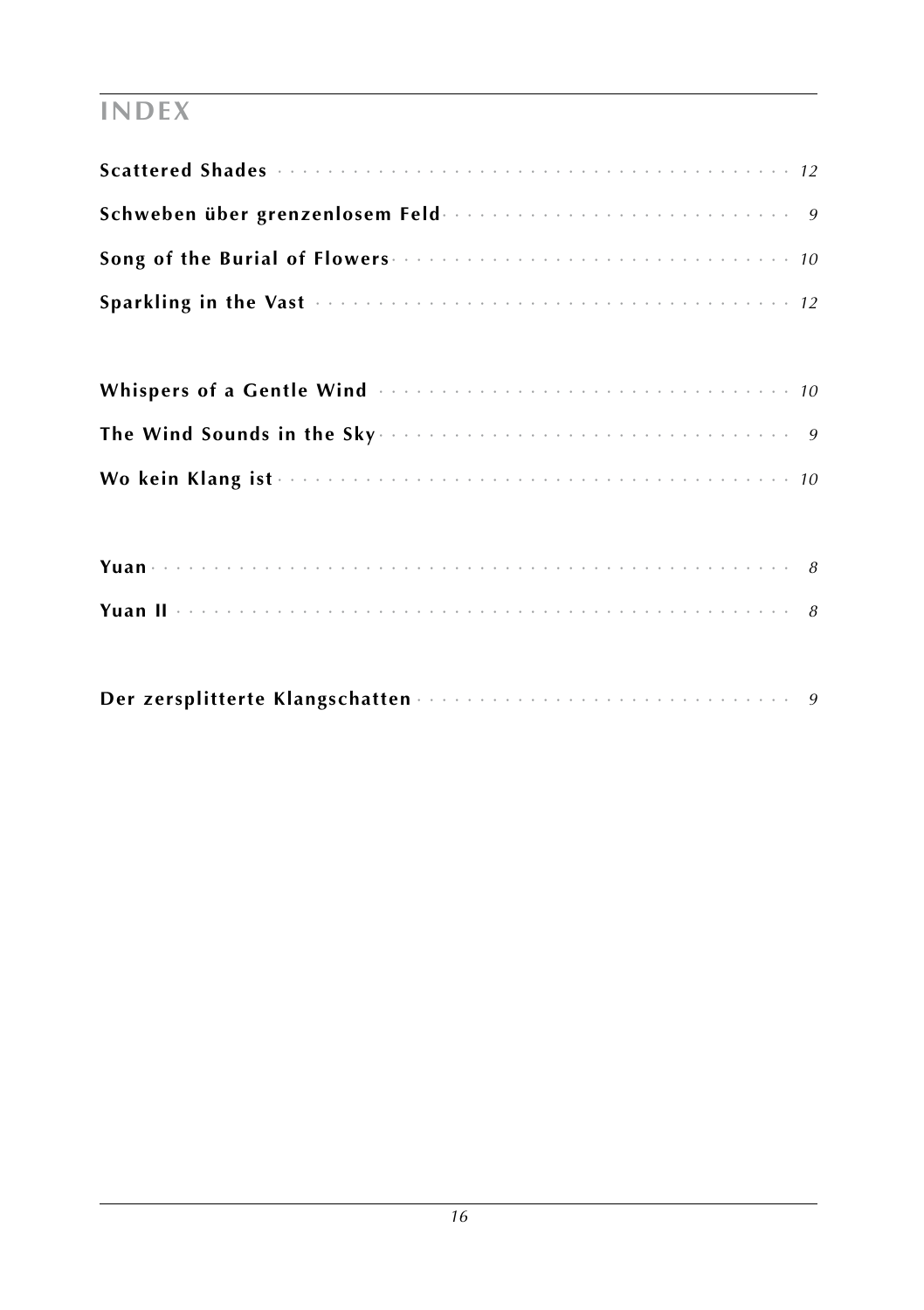# INDEX

**Scattered Shades** · · · · · · · · · · · · · · · · · · · · *12*

**Schweben über grenzenlosem Feld** · · · · · · · · · · · · · · *9*

**Song of the Burial of Flowers** · · · · · · · · · · · · · · · *10*

**Sparkling in the Vast** · · · · · · · · · · · · · · · · · · · *12*

**Whispers of a Gentle Wind** · · · · · · · · · · · · · · · · · *10*

**The Wind Sounds in the Sky** · · · · · · · · · · · · · · · · · *9*

**Wo kein Klang ist** · · · · · · · · · · · · · · · · · · · · · *10*

**Yuan** · · · · · · · · · · · · · · · · · · · · · · · · · · · *8*

**Yuan II** · · · · · · · · · · · · · · · · · · · · · · · · · · *8*

**Der zersplitterte Klangschatten** · · · · · · · · · · · · · · · *9*